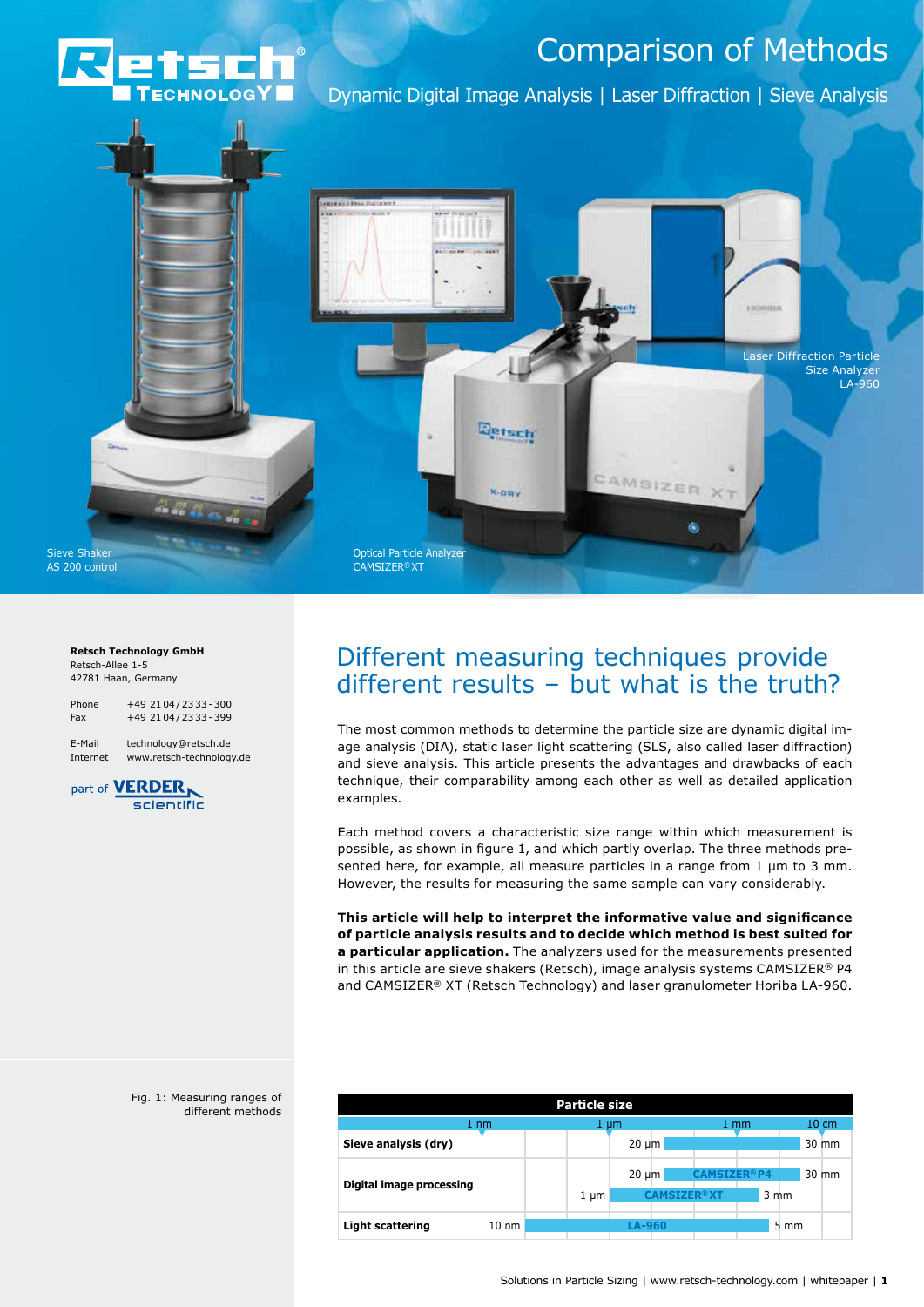# Comparison of Methods

Dynamic Digital Image Analysis | Laser Diffraction | Sieve Analysis

Sieve Shaker
AS 200 control

Optical Particle Analyzer
CAMSIZER® XT

Laser Diffraction Particle Size Analyzer
LA-960

**Retsch Technology GmbH**
Retsch-Allee 1-5
42781 Haan, Germany

Phone +49 2104/2333-300
Fax +49 2104/2333-399

E-Mail technology@retsch.de
Internet www.retsch-technology.de

part of VERDER scientific

## Different measuring techniques provide different results – but what is the truth?

The most common methods to determine the particle size are dynamic digital image analysis (DIA), static laser light scattering (SLS, also called laser diffraction) and sieve analysis. This article presents the advantages and drawbacks of each technique, their comparability among each other as well as detailed application examples.

Each method covers a characteristic size range within which measurement is possible, as shown in figure 1, and which partly overlap. The three methods presented here, for example, all measure particles in a range from 1 µm to 3 mm. However, the results for measuring the same sample can vary considerably.

**This article will help to interpret the informative value and significance of particle analysis results and to decide which method is best suited for a particular application.** The analyzers used for the measurements presented in this article are sieve shakers (Retsch), image analysis systems CAMSIZER® P4 and CAMSIZER® XT (Retsch Technology) and laser granulometer Horiba LA-960.

| Particle size | 1 nm | 1 µm | 1 mm | 10 cm |
|---|---|---|---|---|
| Sieve analysis (dry) | | | 20 µm – 30 mm | |
| Digital image processing | | | CAMSIZER® P4: 20 µm – 30 mm | |
| | | CAMSIZER® XT: 1 µm – 3 mm | | |
| Light scattering | LA-960: 10 nm – 5 mm | | | |

Fig. 1: Measuring ranges of different methods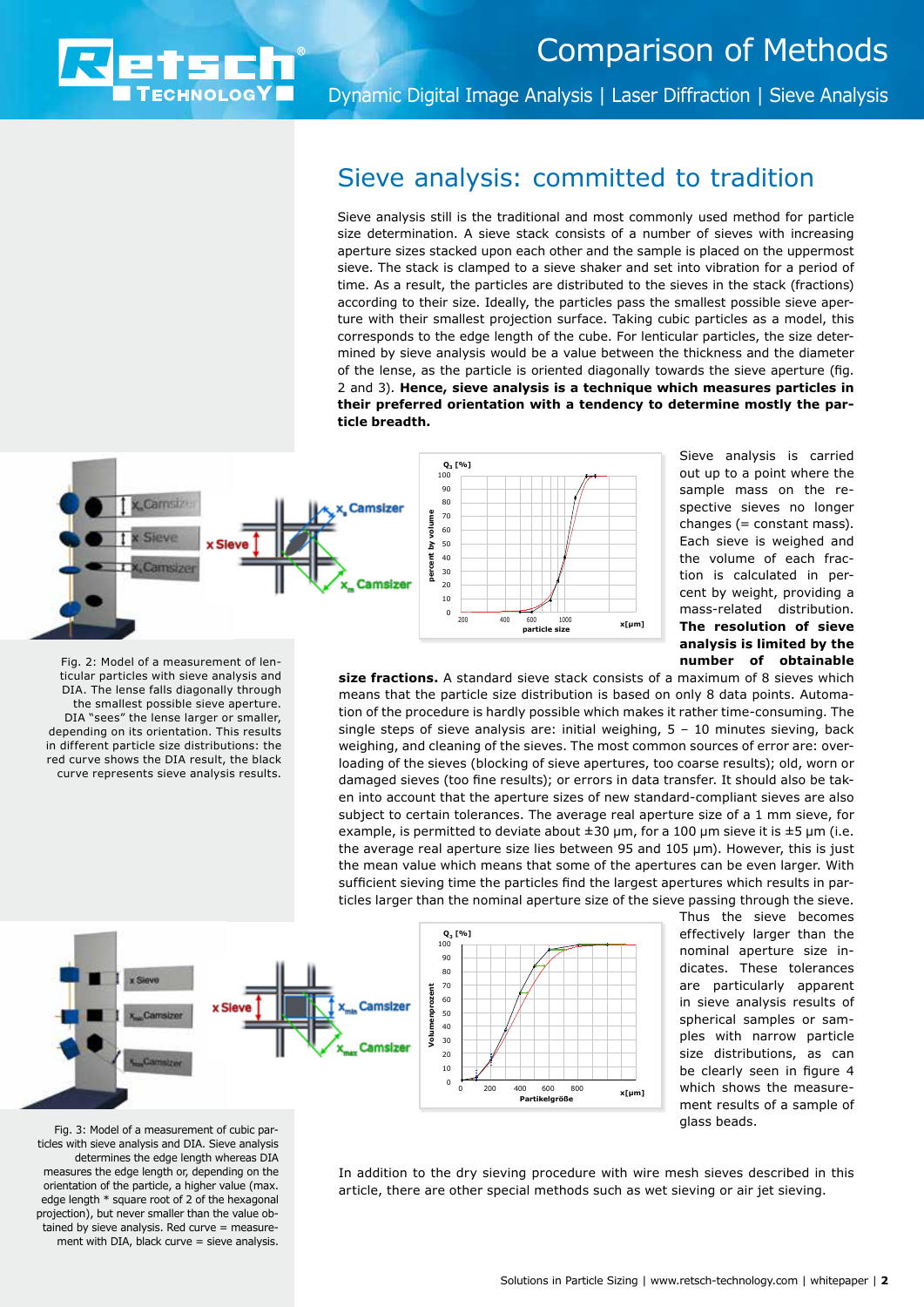# Sieve analysis: committed to tradition

Sieve analysis still is the traditional and most commonly used method for particle size determination. A sieve stack consists of a number of sieves with increasing aperture sizes stacked upon each other and the sample is placed on the uppermost sieve. The stack is clamped to a sieve shaker and set into vibration for a period of time. As a result, the particles are distributed to the sieves in the stack (fractions) according to their size. Ideally, the particles pass the smallest possible sieve aperture with their smallest projection surface. Taking cubic particles as a model, this corresponds to the edge length of the cube. For lenticular particles, the size determined by sieve analysis would be a value between the thickness and the diameter of the lense, as the particle is oriented diagonally towards the sieve aperture (fig. 2 and 3). **Hence, sieve analysis is a technique which measures particles in their preferred orientation with a tendency to determine mostly the particle breadth.**

Fig. 2: Model of a measurement of lenticular particles with sieve analysis and DIA. The lense falls diagonally through the smallest possible sieve aperture. DIA "sees" the lense larger or smaller, depending on its orientation. This results in different particle size distributions: the red curve shows the DIA result, the black curve represents sieve analysis results.

Sieve analysis is carried out up to a point where the sample mass on the respective sieves no longer changes (= constant mass). Each sieve is weighed and the volume of each fraction is calculated in percent by weight, providing a mass-related distribution. **The resolution of sieve analysis is limited by the number of obtainable size fractions.** A standard sieve stack consists of a maximum of 8 sieves which means that the particle size distribution is based on only 8 data points. Automation of the procedure is hardly possible which makes it rather time-consuming. The single steps of sieve analysis are: initial weighing, 5 – 10 minutes sieving, back weighing, and cleaning of the sieves. The most common sources of error are: overloading of the sieves (blocking of sieve apertures, too coarse results); old, worn or damaged sieves (too fine results); or errors in data transfer. It should also be taken into account that the aperture sizes of new standard-compliant sieves are also subject to certain tolerances. The average real aperture size of a 1 mm sieve, for example, is permitted to deviate about ±30 µm, for a 100 µm sieve it is ±5 µm (i.e. the average real aperture size lies between 95 and 105 µm). However, this is just the mean value which means that some of the apertures can be even larger. With sufficient sieving time the particles find the largest apertures which results in particles larger than the nominal aperture size of the sieve passing through the sieve. Thus the sieve becomes effectively larger than the nominal aperture size indicates. These tolerances are particularly apparent in sieve analysis results of spherical samples or samples with narrow particle size distributions, as can be clearly seen in figure 4 which shows the measurement results of a sample of glass beads.

Fig. 3: Model of a measurement of cubic particles with sieve analysis and DIA. Sieve analysis determines the edge length whereas DIA measures the edge length or, depending on the orientation of the particle, a higher value (max. edge length * square root of 2 of the hexagonal projection), but never smaller than the value obtained by sieve analysis. Red curve = measurement with DIA, black curve = sieve analysis.

In addition to the dry sieving procedure with wire mesh sieves described in this article, there are other special methods such as wet sieving or air jet sieving.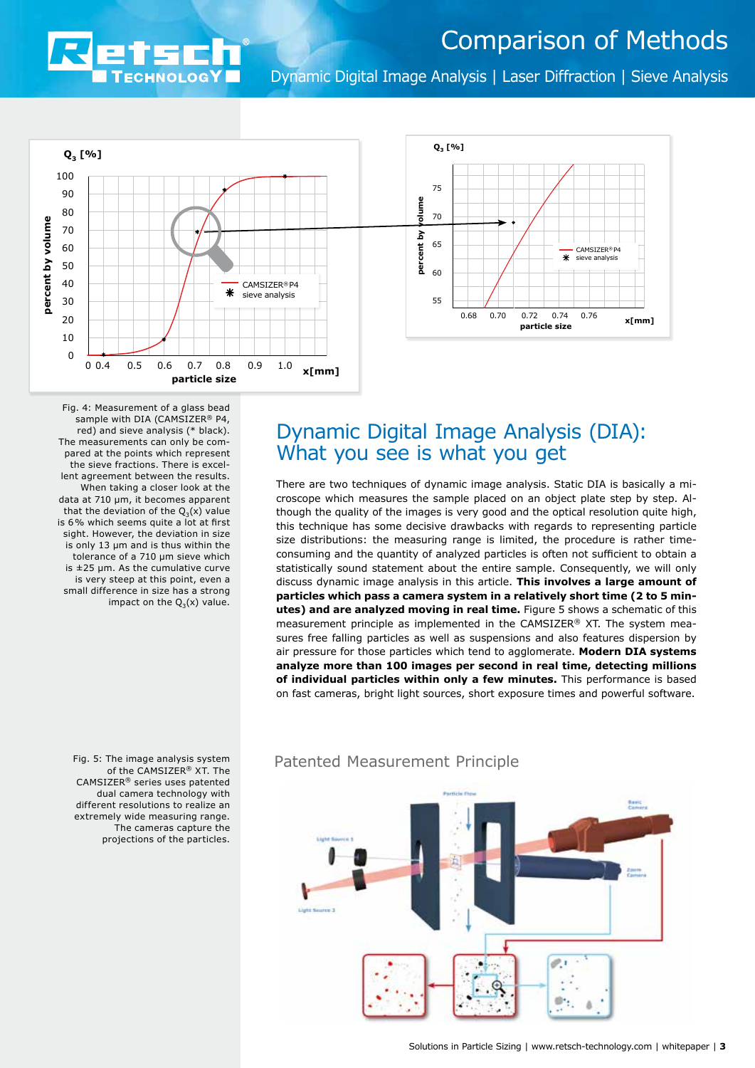Fig. 4: Measurement of a glass bead sample with DIA (CAMSIZER® P4, red) and sieve analysis (* black). The measurements can only be compared at the points which represent the sieve fractions. There is excellent agreement between the results. When taking a closer look at the data at 710 µm, it becomes apparent that the deviation of the $Q_3(x)$ value is 6% which seems quite a lot at first sight. However, the deviation in size is only 13 µm and is thus within the tolerance of a 710 µm sieve which is ±25 µm. As the cumulative curve is very steep at this point, even a small difference in size has a strong impact on the $Q_3(x)$ value.

## Dynamic Digital Image Analysis (DIA): What you see is what you get

There are two techniques of dynamic image analysis. Static DIA is basically a microscope which measures the sample placed on an object plate step by step. Although the quality of the images is very good and the optical resolution quite high, this technique has some decisive drawbacks with regards to representing particle size distributions: the measuring range is limited, the procedure is rather time-consuming and the quantity of analyzed particles is often not sufficient to obtain a statistically sound statement about the entire sample. Consequently, we will only discuss dynamic image analysis in this article. **This involves a large amount of particles which pass a camera system in a relatively short time (2 to 5 minutes) and are analyzed moving in real time.** Figure 5 shows a schematic of this measurement principle as implemented in the CAMSIZER® XT. The system measures free falling particles as well as suspensions and also features dispersion by air pressure for those particles which tend to agglomerate. **Modern DIA systems analyze more than 100 images per second in real time, detecting millions of individual particles within only a few minutes.** This performance is based on fast cameras, bright light sources, short exposure times and powerful software.

Fig. 5: The image analysis system of the CAMSIZER® XT. The CAMSIZER® series uses patented dual camera technology with different resolutions to realize an extremely wide measuring range. The cameras capture the projections of the particles.

### Patented Measurement Principle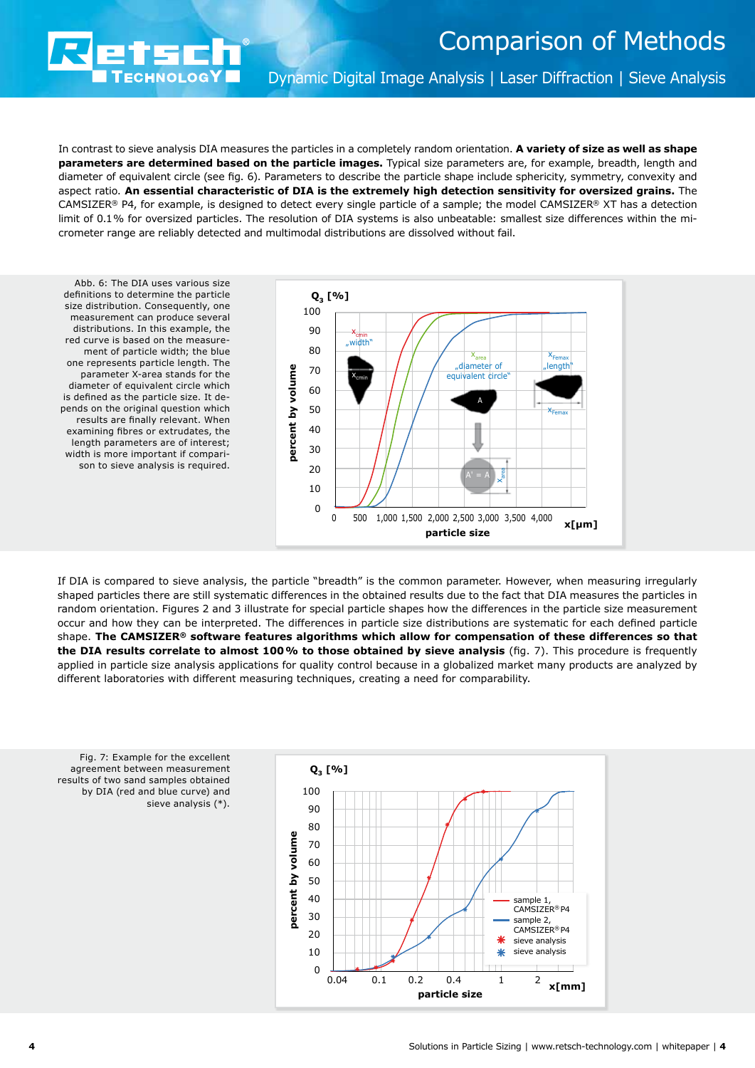In contrast to sieve analysis DIA measures the particles in a completely random orientation. **A variety of size as well as shape parameters are determined based on the particle images.** Typical size parameters are, for example, breadth, length and diameter of equivalent circle (see fig. 6). Parameters to describe the particle shape include sphericity, symmetry, convexity and aspect ratio. **An essential characteristic of DIA is the extremely high detection sensitivity for oversized grains.** The CAMSIZER® P4, for example, is designed to detect every single particle of a sample; the model CAMSIZER® XT has a detection limit of 0.1 % for oversized particles. The resolution of DIA systems is also unbeatable: smallest size differences within the micrometer range are reliably detected and multimodal distributions are dissolved without fail.

Abb. 6: The DIA uses various size definitions to determine the particle size distribution. Consequently, one measurement can produce several distributions. In this example, the red curve is based on the measurement of particle width; the blue one represents particle length. The parameter X-area stands for the diameter of equivalent circle which is defined as the particle size. It depends on the original question which results are finally relevant. When examining fibres or extrudates, the length parameters are of interest; width is more important if comparison to sieve analysis is required.

If DIA is compared to sieve analysis, the particle “breadth” is the common parameter. However, when measuring irregularly shaped particles there are still systematic differences in the obtained results due to the fact that DIA measures the particles in random orientation. Figures 2 and 3 illustrate for special particle shapes how the differences in the particle size measurement occur and how they can be interpreted. The differences in particle size distributions are systematic for each defined particle shape. **The CAMSIZER® software features algorithms which allow for compensation of these differences so that the DIA results correlate to almost 100 % to those obtained by sieve analysis** (fig. 7). This procedure is frequently applied in particle size analysis applications for quality control because in a globalized market many products are analyzed by different laboratories with different measuring techniques, creating a need for comparability.

Fig. 7: Example for the excellent agreement between measurement results of two sand samples obtained by DIA (red and blue curve) and sieve analysis (*).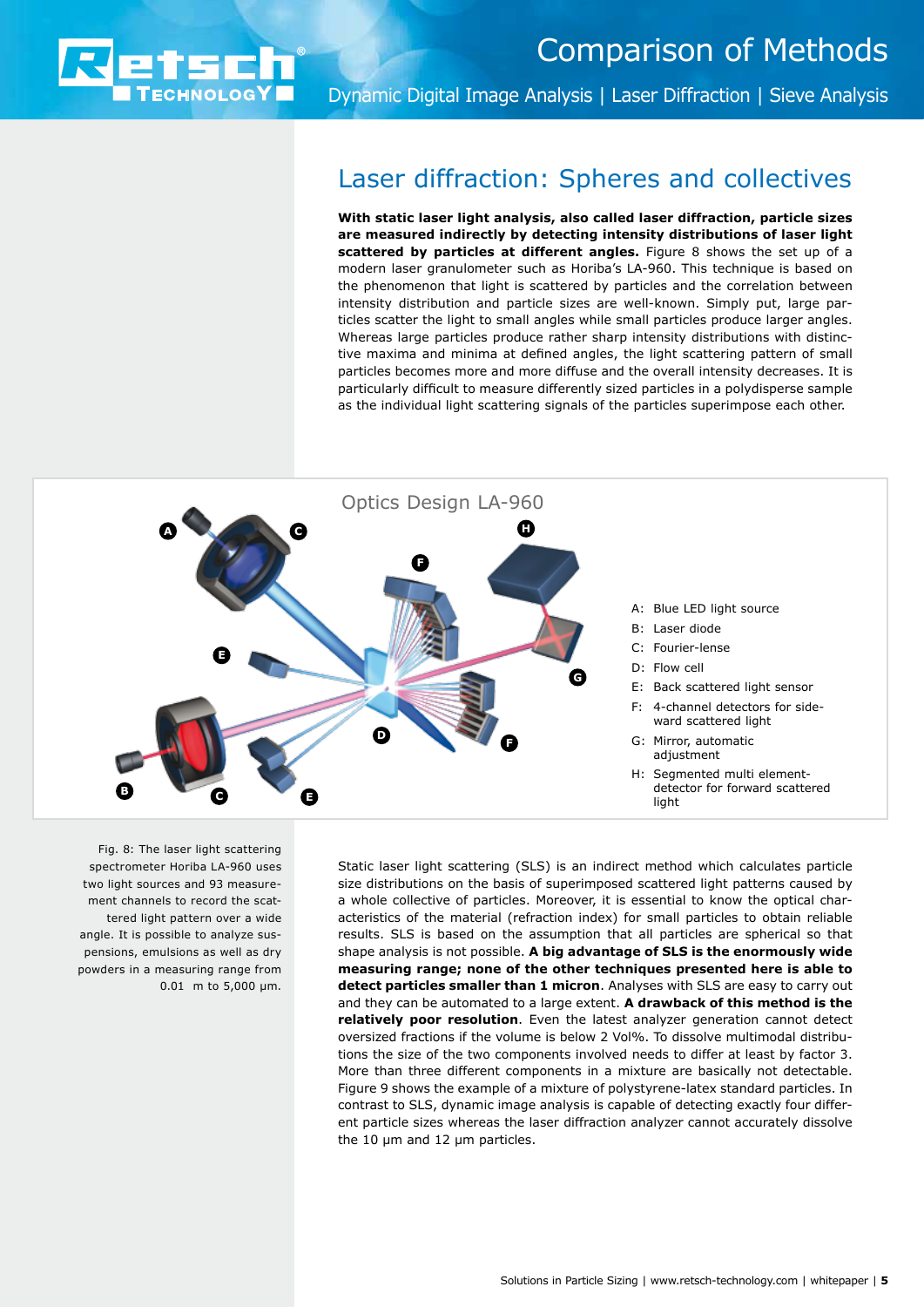## Laser diffraction: Spheres and collectives

**With static laser light analysis, also called laser diffraction, particle sizes are measured indirectly by detecting intensity distributions of laser light scattered by particles at different angles.** Figure 8 shows the set up of a modern laser granulometer such as Horiba's LA-960. This technique is based on the phenomenon that light is scattered by particles and the correlation between intensity distribution and particle sizes are well-known. Simply put, large particles scatter the light to small angles while small particles produce larger angles. Whereas large particles produce rather sharp intensity distributions with distinctive maxima and minima at defined angles, the light scattering pattern of small particles becomes more and more diffuse and the overall intensity decreases. It is particularly difficult to measure differently sized particles in a polydisperse sample as the individual light scattering signals of the particles superimpose each other.

Optics Design LA-960

- A: Blue LED light source
- B: Laser diode
- C: Fourier-lense
- D: Flow cell
- E: Back scattered light sensor
- F: 4-channel detectors for sideward scattered light
- G: Mirror, automatic adjustment
- H: Segmented multi element-detector for forward scattered light

Fig. 8: The laser light scattering spectrometer Horiba LA-960 uses two light sources and 93 measurement channels to record the scattered light pattern over a wide angle. It is possible to analyze suspensions, emulsions as well as dry powders in a measuring range from 0.01 m to 5,000 µm.

Static laser light scattering (SLS) is an indirect method which calculates particle size distributions on the basis of superimposed scattered light patterns caused by a whole collective of particles. Moreover, it is essential to know the optical characteristics of the material (refraction index) for small particles to obtain reliable results. SLS is based on the assumption that all particles are spherical so that shape analysis is not possible. **A big advantage of SLS is the enormously wide measuring range; none of the other techniques presented here is able to detect particles smaller than 1 micron**. Analyses with SLS are easy to carry out and they can be automated to a large extent. **A drawback of this method is the relatively poor resolution**. Even the latest analyzer generation cannot detect oversized fractions if the volume is below 2 Vol%. To dissolve multimodal distributions the size of the two components involved needs to differ at least by factor 3. More than three different components in a mixture are basically not detectable. Figure 9 shows the example of a mixture of polystyrene-latex standard particles. In contrast to SLS, dynamic image analysis is capable of detecting exactly four different particle sizes whereas the laser diffraction analyzer cannot accurately dissolve the 10 µm and 12 µm particles.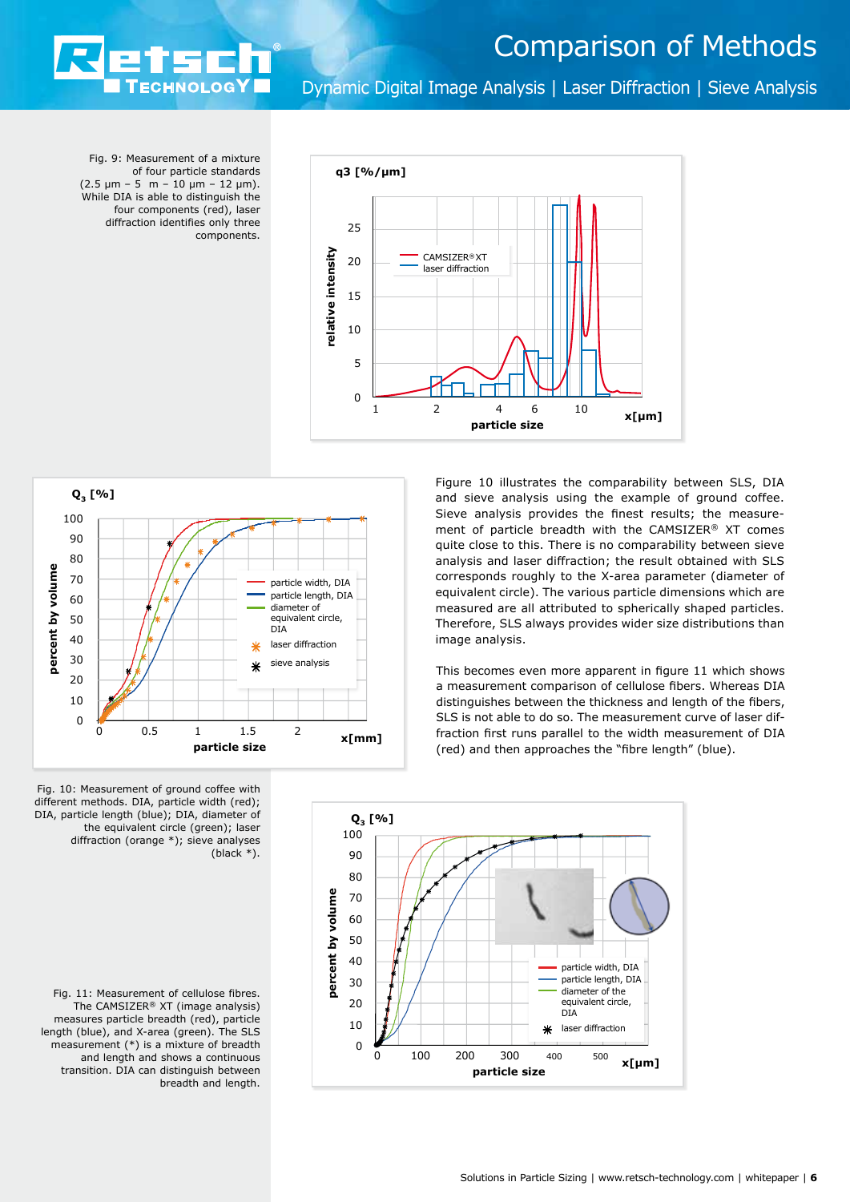Fig. 9: Measurement of a mixture of four particle standards (2.5 µm – 5 m – 10 µm – 12 µm). While DIA is able to distinguish the four components (red), laser diffraction identifies only three components.

Figure 10 illustrates the comparability between SLS, DIA and sieve analysis using the example of ground coffee. Sieve analysis provides the finest results; the measurement of particle breadth with the CAMSIZER® XT comes quite close to this. There is no comparability between sieve analysis and laser diffraction; the result obtained with SLS corresponds roughly to the X-area parameter (diameter of equivalent circle). The various particle dimensions which are measured are all attributed to spherically shaped particles. Therefore, SLS always provides wider size distributions than image analysis.

This becomes even more apparent in figure 11 which shows a measurement comparison of cellulose fibers. Whereas DIA distinguishes between the thickness and length of the fibers, SLS is not able to do so. The measurement curve of laser diffraction first runs parallel to the width measurement of DIA (red) and then approaches the "fibre length" (blue).

Fig. 10: Measurement of ground coffee with different methods. DIA, particle width (red); DIA, particle length (blue); DIA, diameter of the equivalent circle (green); laser diffraction (orange *); sieve analyses (black *).

Fig. 11: Measurement of cellulose fibres. The CAMSIZER® XT (image analysis) measures particle breadth (red), particle length (blue), and X-area (green). The SLS measurement (*) is a mixture of breadth and length and shows a continuous transition. DIA can distinguish between breadth and length.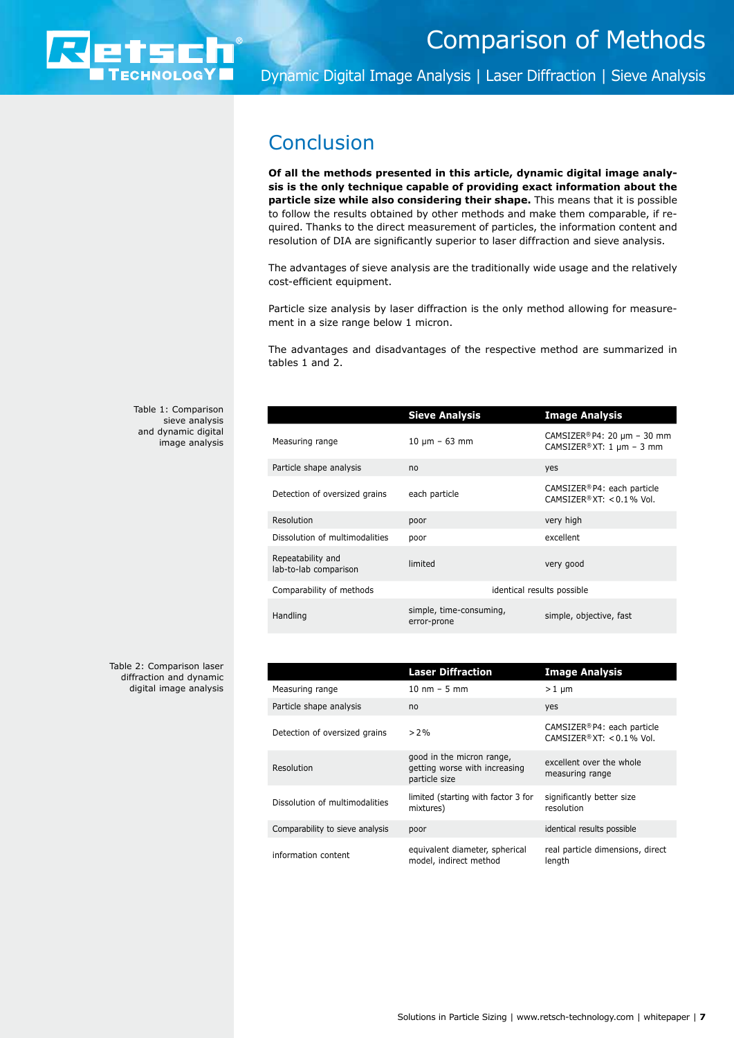## Conclusion

**Of all the methods presented in this article, dynamic digital image analysis is the only technique capable of providing exact information about the particle size while also considering their shape.** This means that it is possible to follow the results obtained by other methods and make them comparable, if required. Thanks to the direct measurement of particles, the information content and resolution of DIA are significantly superior to laser diffraction and sieve analysis.

The advantages of sieve analysis are the traditionally wide usage and the relatively cost-efficient equipment.

Particle size analysis by laser diffraction is the only method allowing for measurement in a size range below 1 micron.

The advantages and disadvantages of the respective method are summarized in tables 1 and 2.

Table 1: Comparison sieve analysis and dynamic digital image analysis

| | Sieve Analysis | Image Analysis |
|---|---|---|
| Measuring range | 10 µm – 63 mm | CAMSIZER® P4: 20 µm – 30 mm<br>CAMSIZER® XT: 1 µm – 3 mm |
| Particle shape analysis | no | yes |
| Detection of oversized grains | each particle | CAMSIZER® P4: each particle<br>CAMSIZER® XT: < 0.1 % Vol. |
| Resolution | poor | very high |
| Dissolution of multimodalities | poor | excellent |
| Repeatability and lab-to-lab comparison | limited | very good |
| Comparability of methods | identical results possible | |
| Handling | simple, time-consuming, error-prone | simple, objective, fast |

Table 2: Comparison laser diffraction and dynamic digital image analysis

| | Laser Diffraction | Image Analysis |
|---|---|---|
| Measuring range | 10 nm – 5 mm | > 1 µm |
| Particle shape analysis | no | yes |
| Detection of oversized grains | > 2 % | CAMSIZER® P4: each particle<br>CAMSIZER® XT: < 0.1 % Vol. |
| Resolution | good in the micron range, getting worse with increasing particle size | excellent over the whole measuring range |
| Dissolution of multimodalities | limited (starting with factor 3 for mixtures) | significantly better size resolution |
| Comparability to sieve analysis | poor | identical results possible |
| information content | equivalent diameter, spherical model, indirect method | real particle dimensions, direct length |